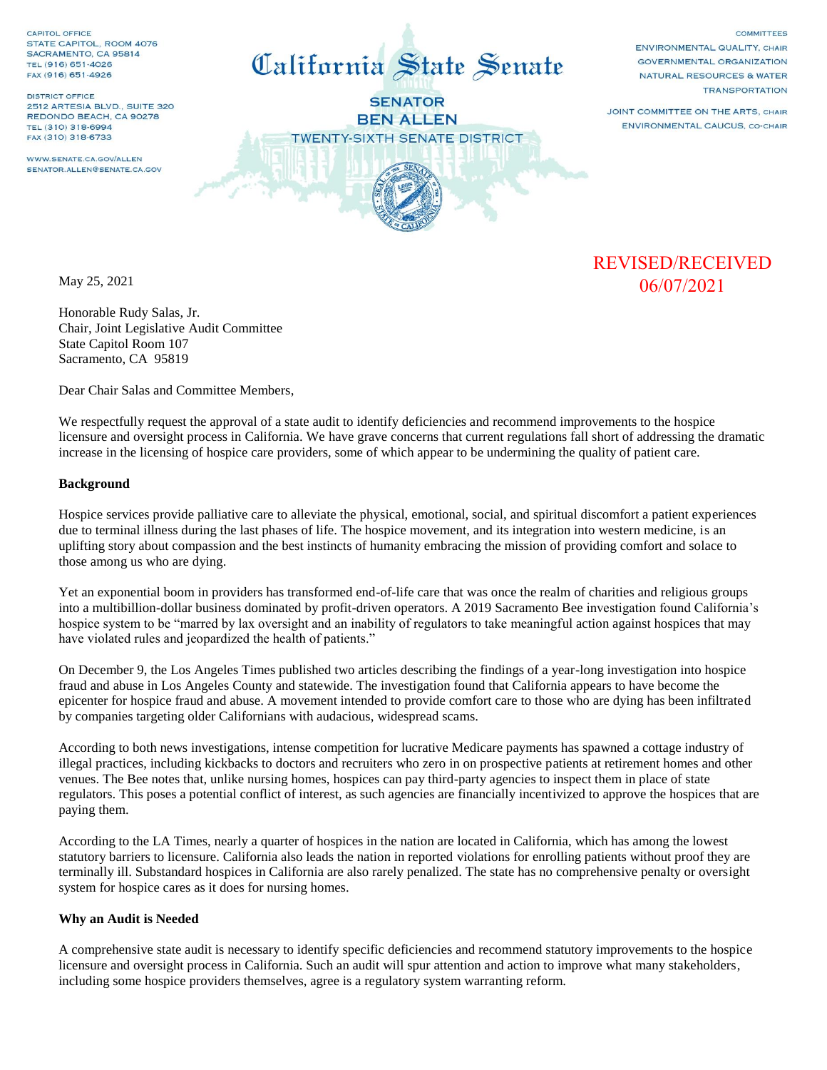CAPITOL OFFICE
STATE CAPITOL, ROOM 4076
SACRAMENTO, CA 95814
TEL (916) 651-4026
FAX (916) 651-4926

DISTRICT OFFICE
2512 ARTESIA BLVD., SUITE 320
REDONDO BEACH, CA 90278
TEL (310) 318-6994
FAX (310) 318-6733

WWW.SENATE.CA.GOV/ALLEN
SENATOR.ALLEN@SENATE.CA.GOV

# California State Senate

**SENATOR**
**BEN ALLEN**
TWENTY-SIXTH SENATE DISTRICT

COMMITTEES
ENVIRONMENTAL QUALITY, CHAIR
GOVERNMENTAL ORGANIZATION
NATURAL RESOURCES & WATER
TRANSPORTATION

JOINT COMMITTEE ON THE ARTS, CHAIR
ENVIRONMENTAL CAUCUS, CO-CHAIR

REVISED/RECEIVED
06/07/2021

May 25, 2021

Honorable Rudy Salas, Jr.
Chair, Joint Legislative Audit Committee
State Capitol Room 107
Sacramento, CA 95819

Dear Chair Salas and Committee Members,

We respectfully request the approval of a state audit to identify deficiencies and recommend improvements to the hospice licensure and oversight process in California. We have grave concerns that current regulations fall short of addressing the dramatic increase in the licensing of hospice care providers, some of which appear to be undermining the quality of patient care.

**Background**

Hospice services provide palliative care to alleviate the physical, emotional, social, and spiritual discomfort a patient experiences due to terminal illness during the last phases of life. The hospice movement, and its integration into western medicine, is an uplifting story about compassion and the best instincts of humanity embracing the mission of providing comfort and solace to those among us who are dying.

Yet an exponential boom in providers has transformed end-of-life care that was once the realm of charities and religious groups into a multibillion-dollar business dominated by profit-driven operators. A 2019 Sacramento Bee investigation found California's hospice system to be "marred by lax oversight and an inability of regulators to take meaningful action against hospices that may have violated rules and jeopardized the health of patients."

On December 9, the Los Angeles Times published two articles describing the findings of a year-long investigation into hospice fraud and abuse in Los Angeles County and statewide. The investigation found that California appears to have become the epicenter for hospice fraud and abuse. A movement intended to provide comfort care to those who are dying has been infiltrated by companies targeting older Californians with audacious, widespread scams.

According to both news investigations, intense competition for lucrative Medicare payments has spawned a cottage industry of illegal practices, including kickbacks to doctors and recruiters who zero in on prospective patients at retirement homes and other venues. The Bee notes that, unlike nursing homes, hospices can pay third-party agencies to inspect them in place of state regulators. This poses a potential conflict of interest, as such agencies are financially incentivized to approve the hospices that are paying them.

According to the LA Times, nearly a quarter of hospices in the nation are located in California, which has among the lowest statutory barriers to licensure. California also leads the nation in reported violations for enrolling patients without proof they are terminally ill. Substandard hospices in California are also rarely penalized. The state has no comprehensive penalty or oversight system for hospice cares as it does for nursing homes.

**Why an Audit is Needed**

A comprehensive state audit is necessary to identify specific deficiencies and recommend statutory improvements to the hospice licensure and oversight process in California. Such an audit will spur attention and action to improve what many stakeholders, including some hospice providers themselves, agree is a regulatory system warranting reform.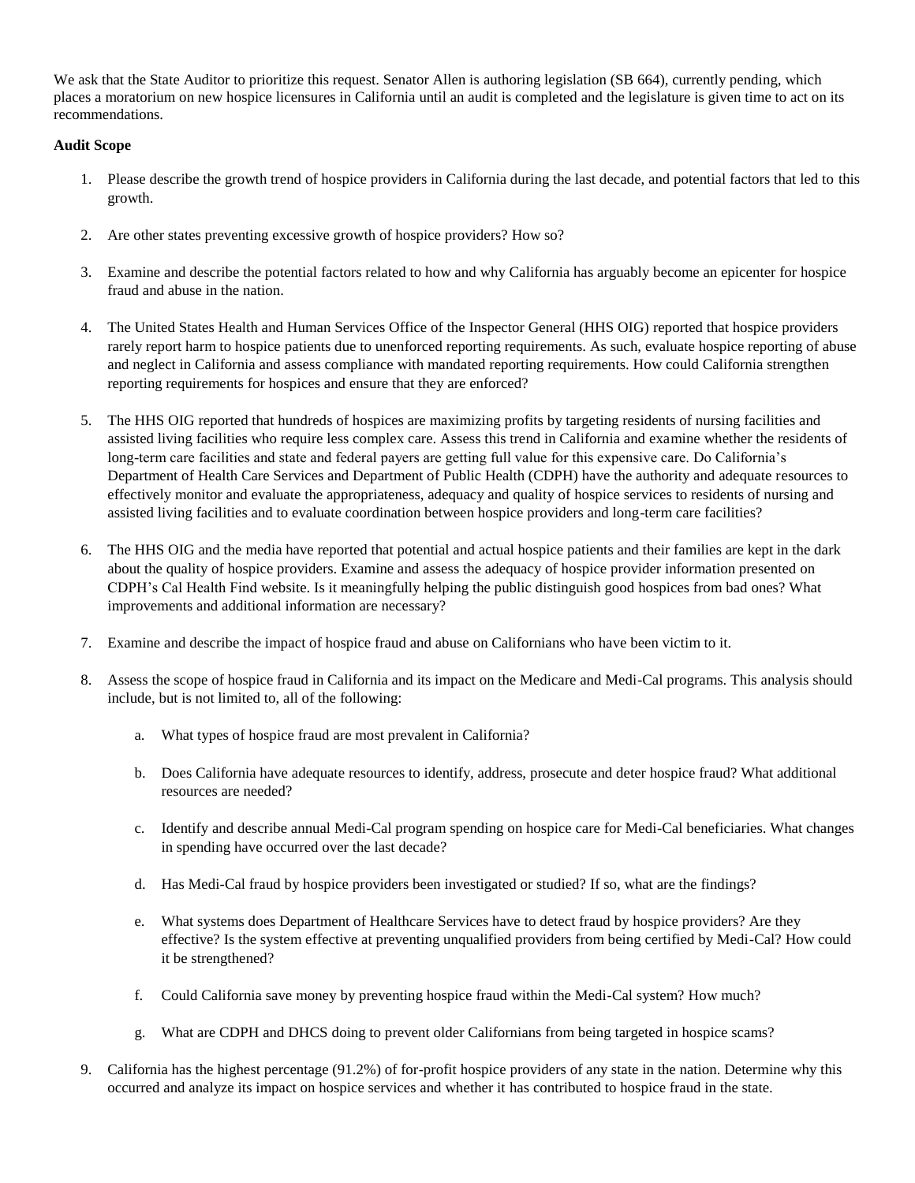We ask that the State Auditor to prioritize this request. Senator Allen is authoring legislation (SB 664), currently pending, which places a moratorium on new hospice licensures in California until an audit is completed and the legislature is given time to act on its recommendations.

**Audit Scope**

1. Please describe the growth trend of hospice providers in California during the last decade, and potential factors that led to this growth.

2. Are other states preventing excessive growth of hospice providers? How so?

3. Examine and describe the potential factors related to how and why California has arguably become an epicenter for hospice fraud and abuse in the nation.

4. The United States Health and Human Services Office of the Inspector General (HHS OIG) reported that hospice providers rarely report harm to hospice patients due to unenforced reporting requirements. As such, evaluate hospice reporting of abuse and neglect in California and assess compliance with mandated reporting requirements. How could California strengthen reporting requirements for hospices and ensure that they are enforced?

5. The HHS OIG reported that hundreds of hospices are maximizing profits by targeting residents of nursing facilities and assisted living facilities who require less complex care. Assess this trend in California and examine whether the residents of long-term care facilities and state and federal payers are getting full value for this expensive care. Do California's Department of Health Care Services and Department of Public Health (CDPH) have the authority and adequate resources to effectively monitor and evaluate the appropriateness, adequacy and quality of hospice services to residents of nursing and assisted living facilities and to evaluate coordination between hospice providers and long-term care facilities?

6. The HHS OIG and the media have reported that potential and actual hospice patients and their families are kept in the dark about the quality of hospice providers. Examine and assess the adequacy of hospice provider information presented on CDPH's Cal Health Find website. Is it meaningfully helping the public distinguish good hospices from bad ones? What improvements and additional information are necessary?

7. Examine and describe the impact of hospice fraud and abuse on Californians who have been victim to it.

8. Assess the scope of hospice fraud in California and its impact on the Medicare and Medi-Cal programs. This analysis should include, but is not limited to, all of the following:

    a. What types of hospice fraud are most prevalent in California?

    b. Does California have adequate resources to identify, address, prosecute and deter hospice fraud? What additional resources are needed?

    c. Identify and describe annual Medi-Cal program spending on hospice care for Medi-Cal beneficiaries. What changes in spending have occurred over the last decade?

    d. Has Medi-Cal fraud by hospice providers been investigated or studied? If so, what are the findings?

    e. What systems does Department of Healthcare Services have to detect fraud by hospice providers? Are they effective? Is the system effective at preventing unqualified providers from being certified by Medi-Cal? How could it be strengthened?

    f. Could California save money by preventing hospice fraud within the Medi-Cal system? How much?

    g. What are CDPH and DHCS doing to prevent older Californians from being targeted in hospice scams?

9. California has the highest percentage (91.2%) of for-profit hospice providers of any state in the nation. Determine why this occurred and analyze its impact on hospice services and whether it has contributed to hospice fraud in the state.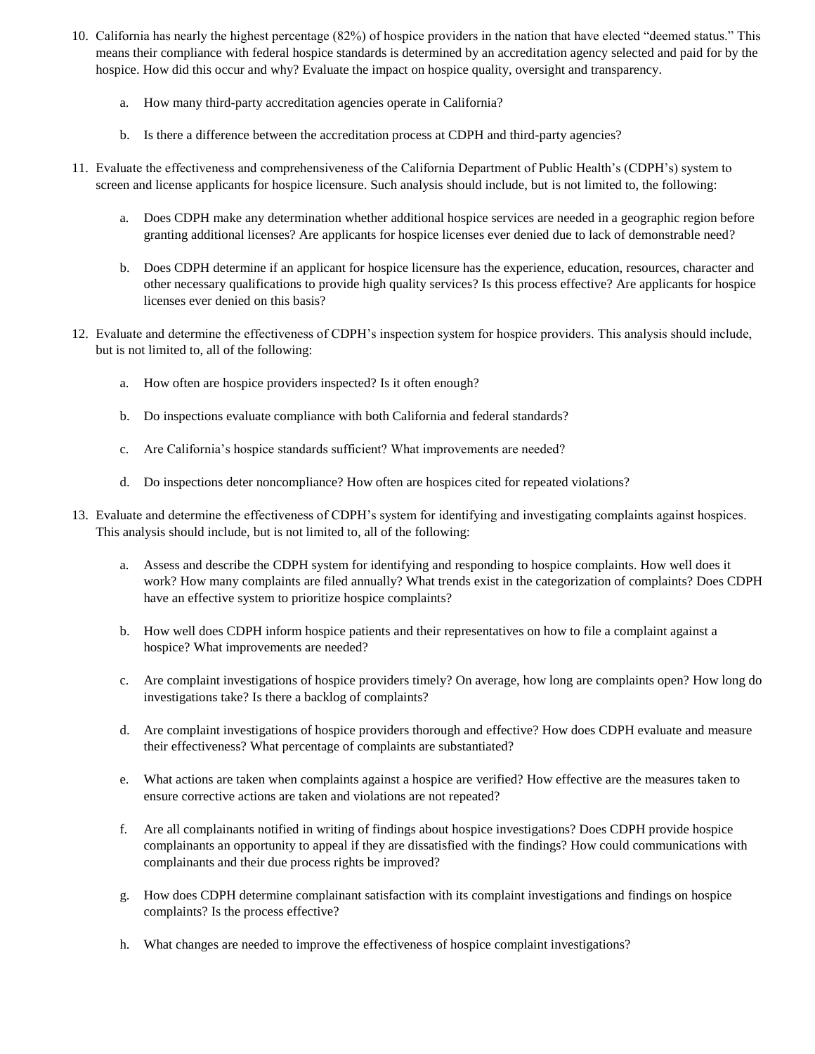10. California has nearly the highest percentage (82%) of hospice providers in the nation that have elected "deemed status." This means their compliance with federal hospice standards is determined by an accreditation agency selected and paid for by the hospice. How did this occur and why? Evaluate the impact on hospice quality, oversight and transparency.

    a. How many third-party accreditation agencies operate in California?

    b. Is there a difference between the accreditation process at CDPH and third-party agencies?

11. Evaluate the effectiveness and comprehensiveness of the California Department of Public Health's (CDPH's) system to screen and license applicants for hospice licensure. Such analysis should include, but is not limited to, the following:

    a. Does CDPH make any determination whether additional hospice services are needed in a geographic region before granting additional licenses? Are applicants for hospice licenses ever denied due to lack of demonstrable need?

    b. Does CDPH determine if an applicant for hospice licensure has the experience, education, resources, character and other necessary qualifications to provide high quality services? Is this process effective? Are applicants for hospice licenses ever denied on this basis?

12. Evaluate and determine the effectiveness of CDPH's inspection system for hospice providers. This analysis should include, but is not limited to, all of the following:

    a. How often are hospice providers inspected? Is it often enough?

    b. Do inspections evaluate compliance with both California and federal standards?

    c. Are California's hospice standards sufficient? What improvements are needed?

    d. Do inspections deter noncompliance? How often are hospices cited for repeated violations?

13. Evaluate and determine the effectiveness of CDPH's system for identifying and investigating complaints against hospices. This analysis should include, but is not limited to, all of the following:

    a. Assess and describe the CDPH system for identifying and responding to hospice complaints. How well does it work? How many complaints are filed annually? What trends exist in the categorization of complaints? Does CDPH have an effective system to prioritize hospice complaints?

    b. How well does CDPH inform hospice patients and their representatives on how to file a complaint against a hospice? What improvements are needed?

    c. Are complaint investigations of hospice providers timely? On average, how long are complaints open? How long do investigations take? Is there a backlog of complaints?

    d. Are complaint investigations of hospice providers thorough and effective? How does CDPH evaluate and measure their effectiveness? What percentage of complaints are substantiated?

    e. What actions are taken when complaints against a hospice are verified? How effective are the measures taken to ensure corrective actions are taken and violations are not repeated?

    f. Are all complainants notified in writing of findings about hospice investigations? Does CDPH provide hospice complainants an opportunity to appeal if they are dissatisfied with the findings? How could communications with complainants and their due process rights be improved?

    g. How does CDPH determine complainant satisfaction with its complaint investigations and findings on hospice complaints? Is the process effective?

    h. What changes are needed to improve the effectiveness of hospice complaint investigations?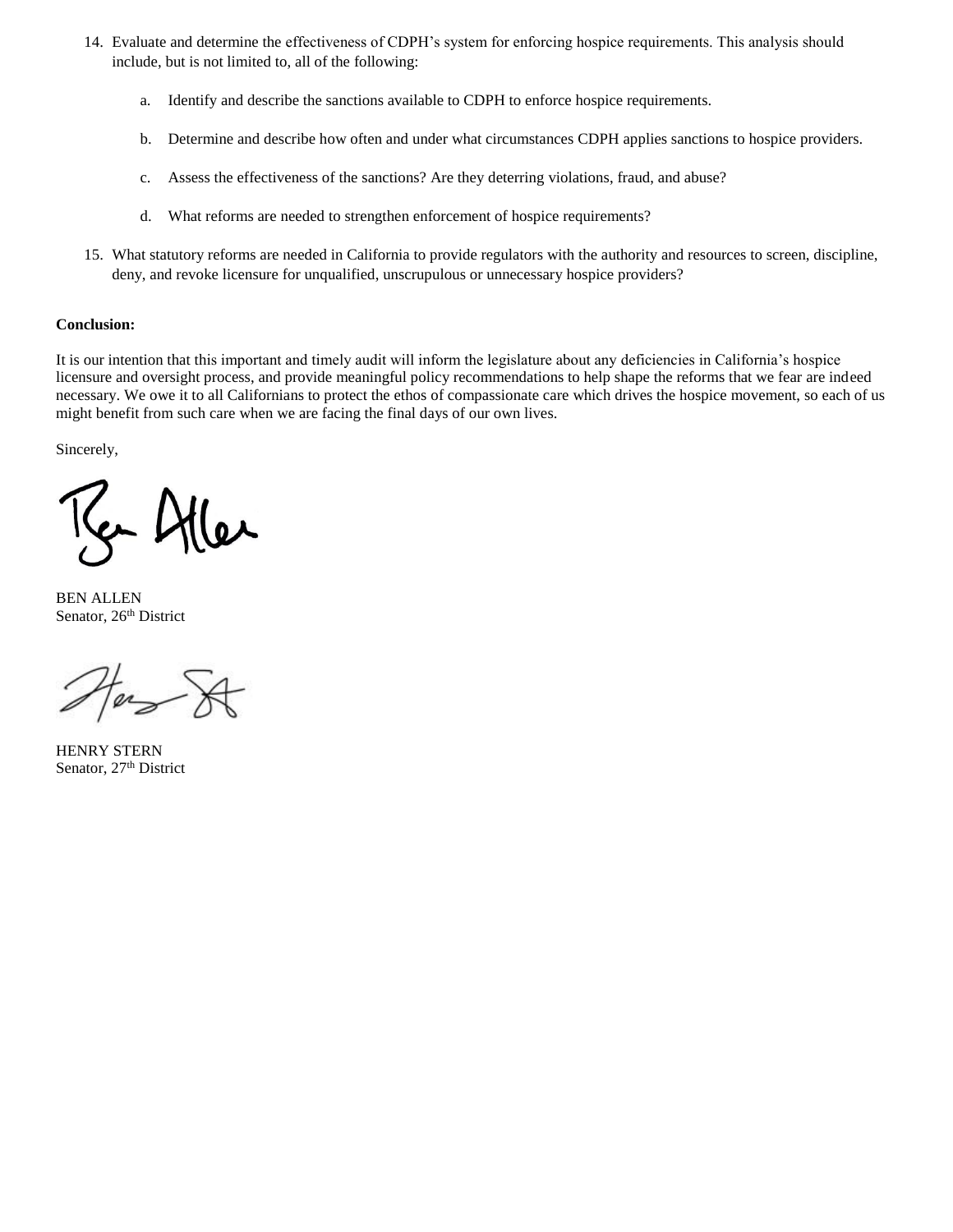14. Evaluate and determine the effectiveness of CDPH's system for enforcing hospice requirements. This analysis should include, but is not limited to, all of the following:

    a. Identify and describe the sanctions available to CDPH to enforce hospice requirements.

    b. Determine and describe how often and under what circumstances CDPH applies sanctions to hospice providers.

    c. Assess the effectiveness of the sanctions? Are they deterring violations, fraud, and abuse?

    d. What reforms are needed to strengthen enforcement of hospice requirements?

15. What statutory reforms are needed in California to provide regulators with the authority and resources to screen, discipline, deny, and revoke licensure for unqualified, unscrupulous or unnecessary hospice providers?

**Conclusion:**

It is our intention that this important and timely audit will inform the legislature about any deficiencies in California's hospice licensure and oversight process, and provide meaningful policy recommendations to help shape the reforms that we fear are indeed necessary. We owe it to all Californians to protect the ethos of compassionate care which drives the hospice movement, so each of us might benefit from such care when we are facing the final days of our own lives.

Sincerely,

BEN ALLEN
Senator, 26th District

HENRY STERN
Senator, 27th District